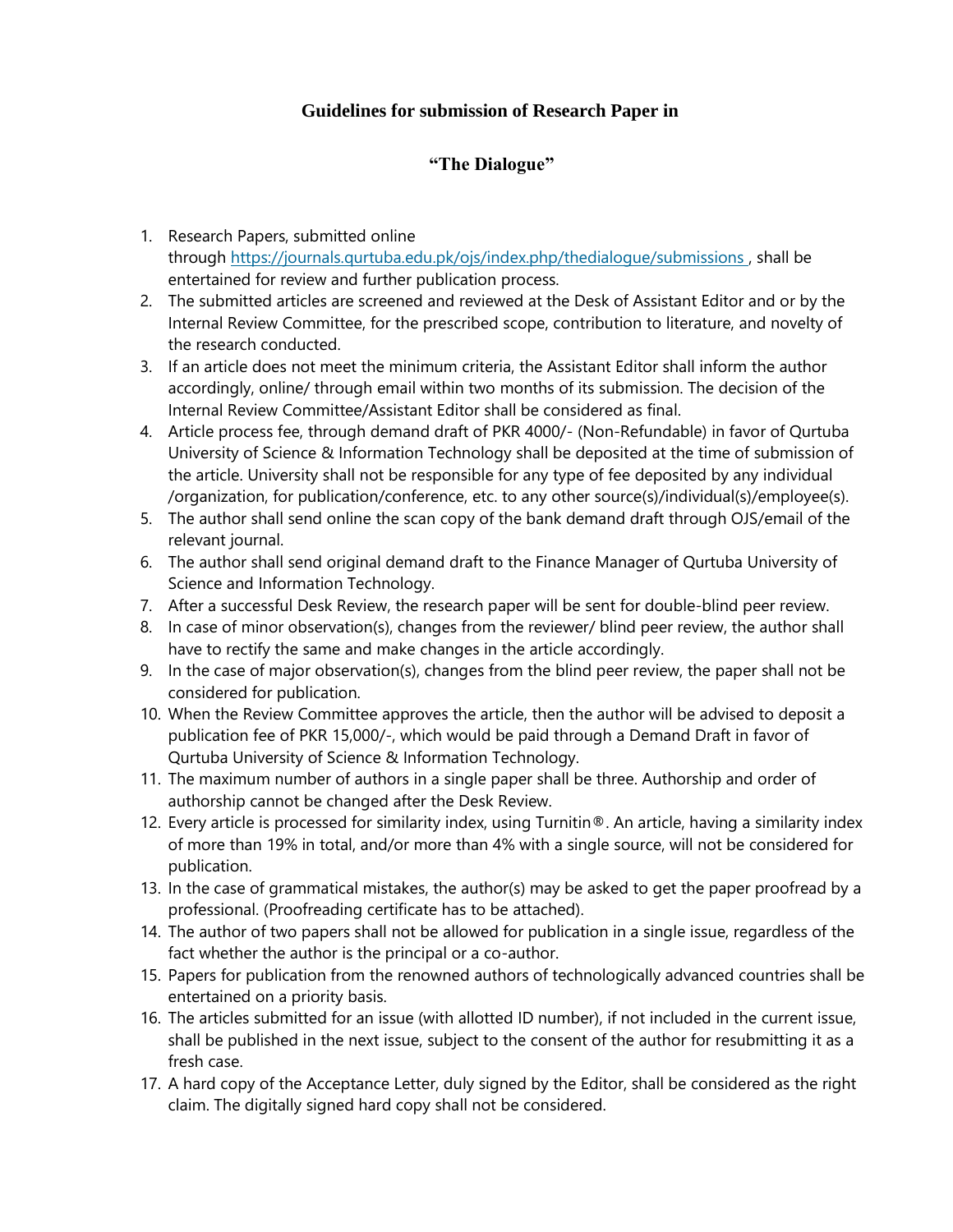## Guidelines for submission of Research Paper in

## "The Dialogue"

1. Research Papers, submitted online through https://journals.qurtuba.edu.pk/ojs/index.php/thedialogue/submissions , shall be entertained for review and further publication process.
2. The submitted articles are screened and reviewed at the Desk of Assistant Editor and or by the Internal Review Committee, for the prescribed scope, contribution to literature, and novelty of the research conducted.
3. If an article does not meet the minimum criteria, the Assistant Editor shall inform the author accordingly, online/ through email within two months of its submission. The decision of the Internal Review Committee/Assistant Editor shall be considered as final.
4. Article process fee, through demand draft of PKR 4000/- (Non-Refundable) in favor of Qurtuba University of Science & Information Technology shall be deposited at the time of submission of the article. University shall not be responsible for any type of fee deposited by any individual /organization, for publication/conference, etc. to any other source(s)/individual(s)/employee(s).
5. The author shall send online the scan copy of the bank demand draft through OJS/email of the relevant journal.
6. The author shall send original demand draft to the Finance Manager of Qurtuba University of Science and Information Technology.
7. After a successful Desk Review, the research paper will be sent for double-blind peer review.
8. In case of minor observation(s), changes from the reviewer/ blind peer review, the author shall have to rectify the same and make changes in the article accordingly.
9. In the case of major observation(s), changes from the blind peer review, the paper shall not be considered for publication.
10. When the Review Committee approves the article, then the author will be advised to deposit a publication fee of PKR 15,000/-, which would be paid through a Demand Draft in favor of Qurtuba University of Science & Information Technology.
11. The maximum number of authors in a single paper shall be three. Authorship and order of authorship cannot be changed after the Desk Review.
12. Every article is processed for similarity index, using Turnitin®. An article, having a similarity index of more than 19% in total, and/or more than 4% with a single source, will not be considered for publication.
13. In the case of grammatical mistakes, the author(s) may be asked to get the paper proofread by a professional. (Proofreading certificate has to be attached).
14. The author of two papers shall not be allowed for publication in a single issue, regardless of the fact whether the author is the principal or a co-author.
15. Papers for publication from the renowned authors of technologically advanced countries shall be entertained on a priority basis.
16. The articles submitted for an issue (with allotted ID number), if not included in the current issue, shall be published in the next issue, subject to the consent of the author for resubmitting it as a fresh case.
17. A hard copy of the Acceptance Letter, duly signed by the Editor, shall be considered as the right claim. The digitally signed hard copy shall not be considered.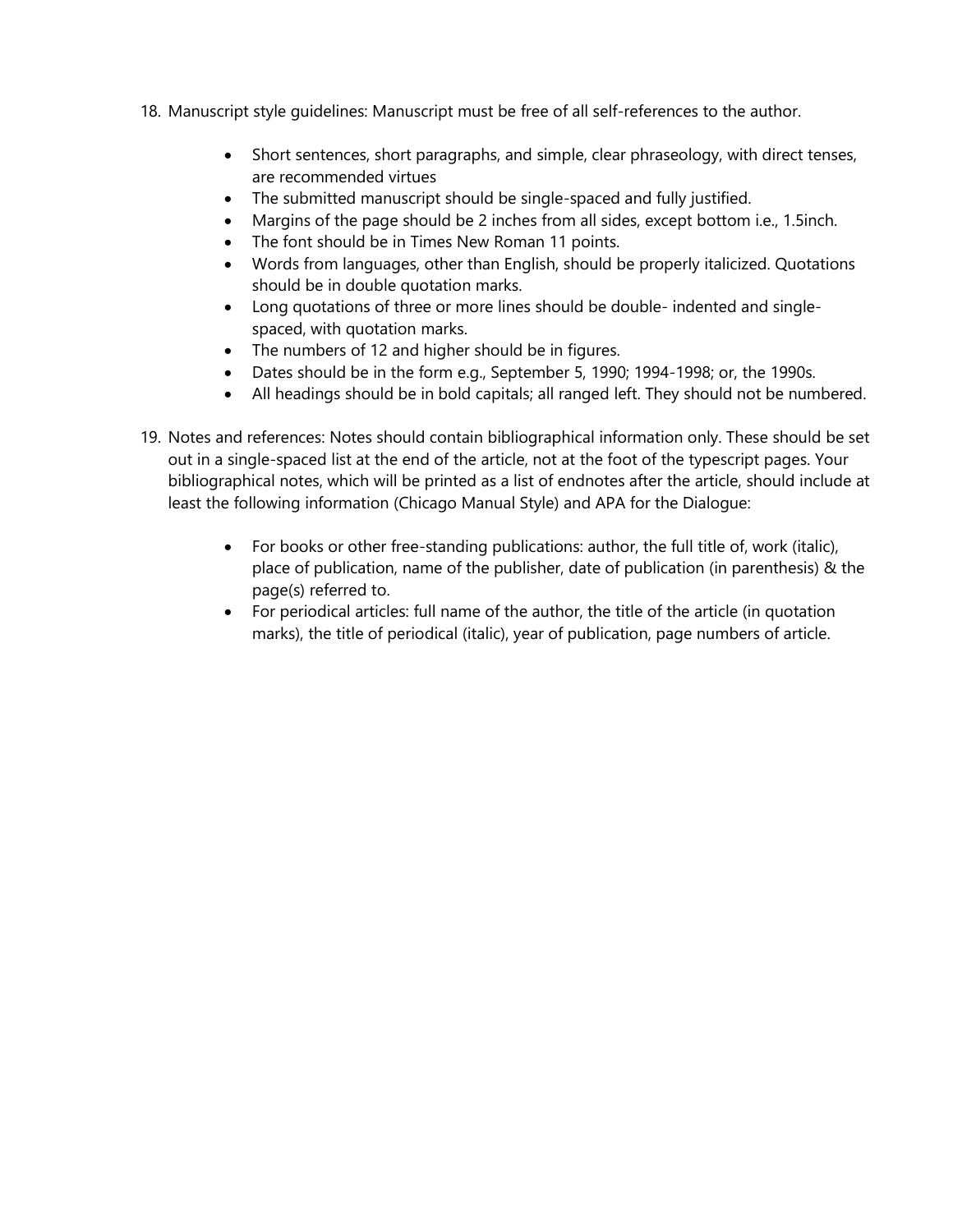18. Manuscript style guidelines: Manuscript must be free of all self-references to the author.

    - Short sentences, short paragraphs, and simple, clear phraseology, with direct tenses, are recommended virtues
    - The submitted manuscript should be single-spaced and fully justified.
    - Margins of the page should be 2 inches from all sides, except bottom i.e., 1.5inch.
    - The font should be in Times New Roman 11 points.
    - Words from languages, other than English, should be properly italicized. Quotations should be in double quotation marks.
    - Long quotations of three or more lines should be double- indented and single-spaced, with quotation marks.
    - The numbers of 12 and higher should be in figures.
    - Dates should be in the form e.g., September 5, 1990; 1994-1998; or, the 1990s.
    - All headings should be in bold capitals; all ranged left. They should not be numbered.

19. Notes and references: Notes should contain bibliographical information only. These should be set out in a single-spaced list at the end of the article, not at the foot of the typescript pages. Your bibliographical notes, which will be printed as a list of endnotes after the article, should include at least the following information (Chicago Manual Style) and APA for the Dialogue:

    - For books or other free-standing publications: author, the full title of, work (italic), place of publication, name of the publisher, date of publication (in parenthesis) & the page(s) referred to.
    - For periodical articles: full name of the author, the title of the article (in quotation marks), the title of periodical (italic), year of publication, page numbers of article.